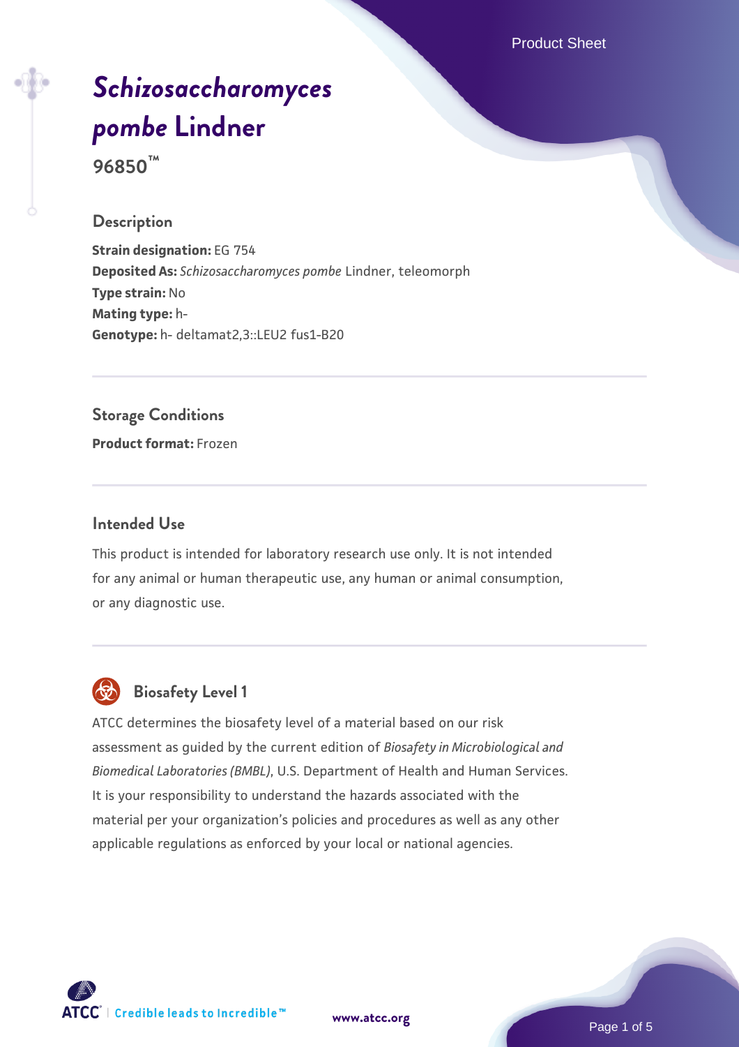# *Schizosaccharomyces pombe* Lindner

**96850™**

## Description

**Strain designation:** EG 754
**Deposited As:** *Schizosaccharomyces pombe* Lindner, teleomorph
**Type strain:** No
**Mating type:** h-
**Genotype:** h- deltamat2,3::LEU2 fus1-B20

## Storage Conditions

**Product format:** Frozen

## Intended Use

This product is intended for laboratory research use only. It is not intended for any animal or human therapeutic use, any human or animal consumption, or any diagnostic use.

## Biosafety Level 1

ATCC determines the biosafety level of a material based on our risk assessment as guided by the current edition of *Biosafety in Microbiological and Biomedical Laboratories (BMBL)*, U.S. Department of Health and Human Services. It is your responsibility to understand the hazards associated with the material per your organization's policies and procedures as well as any other applicable regulations as enforced by your local or national agencies.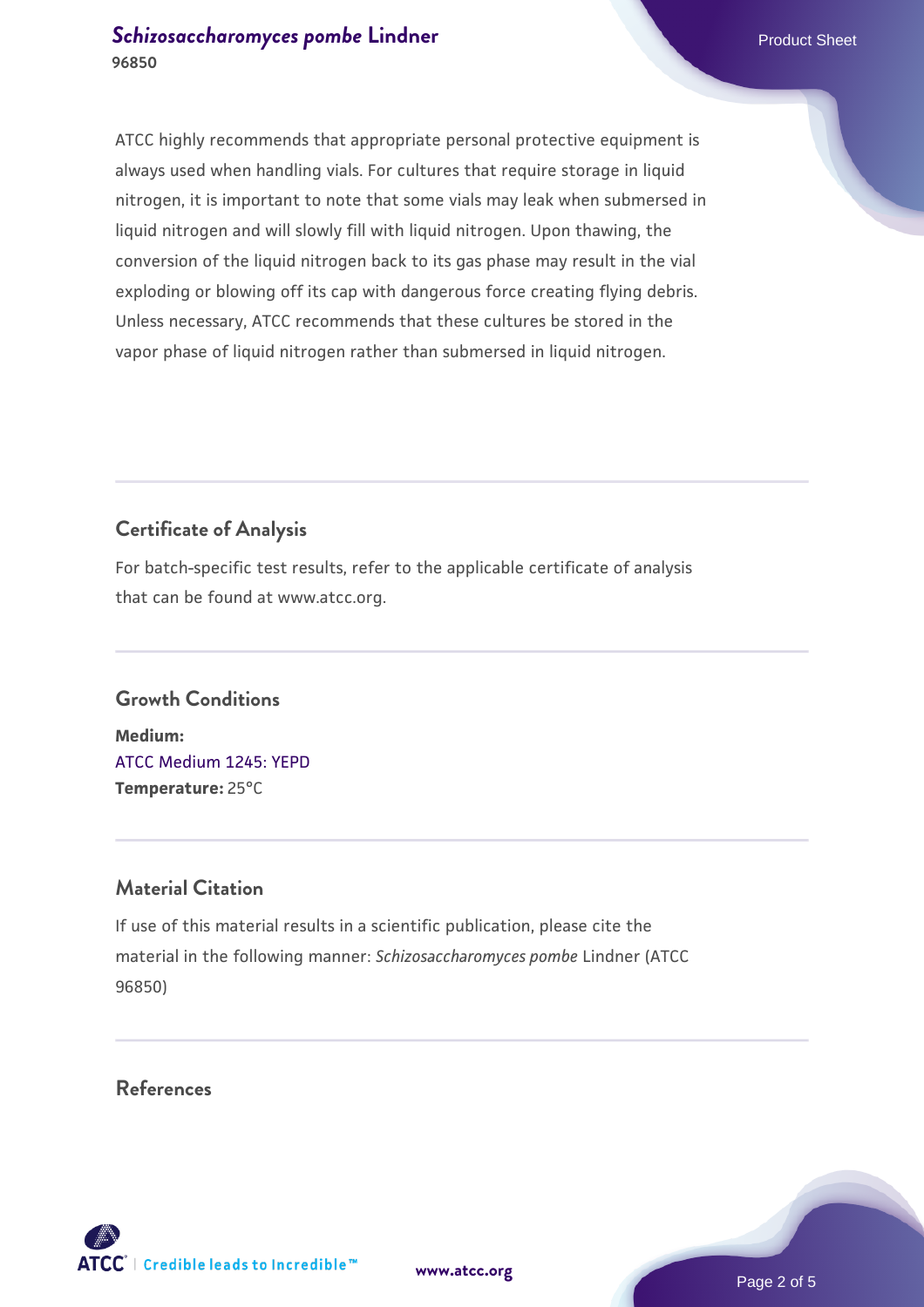ATCC highly recommends that appropriate personal protective equipment is always used when handling vials. For cultures that require storage in liquid nitrogen, it is important to note that some vials may leak when submersed in liquid nitrogen and will slowly fill with liquid nitrogen. Upon thawing, the conversion of the liquid nitrogen back to its gas phase may result in the vial exploding or blowing off its cap with dangerous force creating flying debris. Unless necessary, ATCC recommends that these cultures be stored in the vapor phase of liquid nitrogen rather than submersed in liquid nitrogen.

## Certificate of Analysis

For batch-specific test results, refer to the applicable certificate of analysis that can be found at www.atcc.org.

## Growth Conditions

**Medium:**
ATCC Medium 1245: YEPD
**Temperature:** 25°C

## Material Citation

If use of this material results in a scientific publication, please cite the material in the following manner: *Schizosaccharomyces pombe* Lindner (ATCC 96850)

## References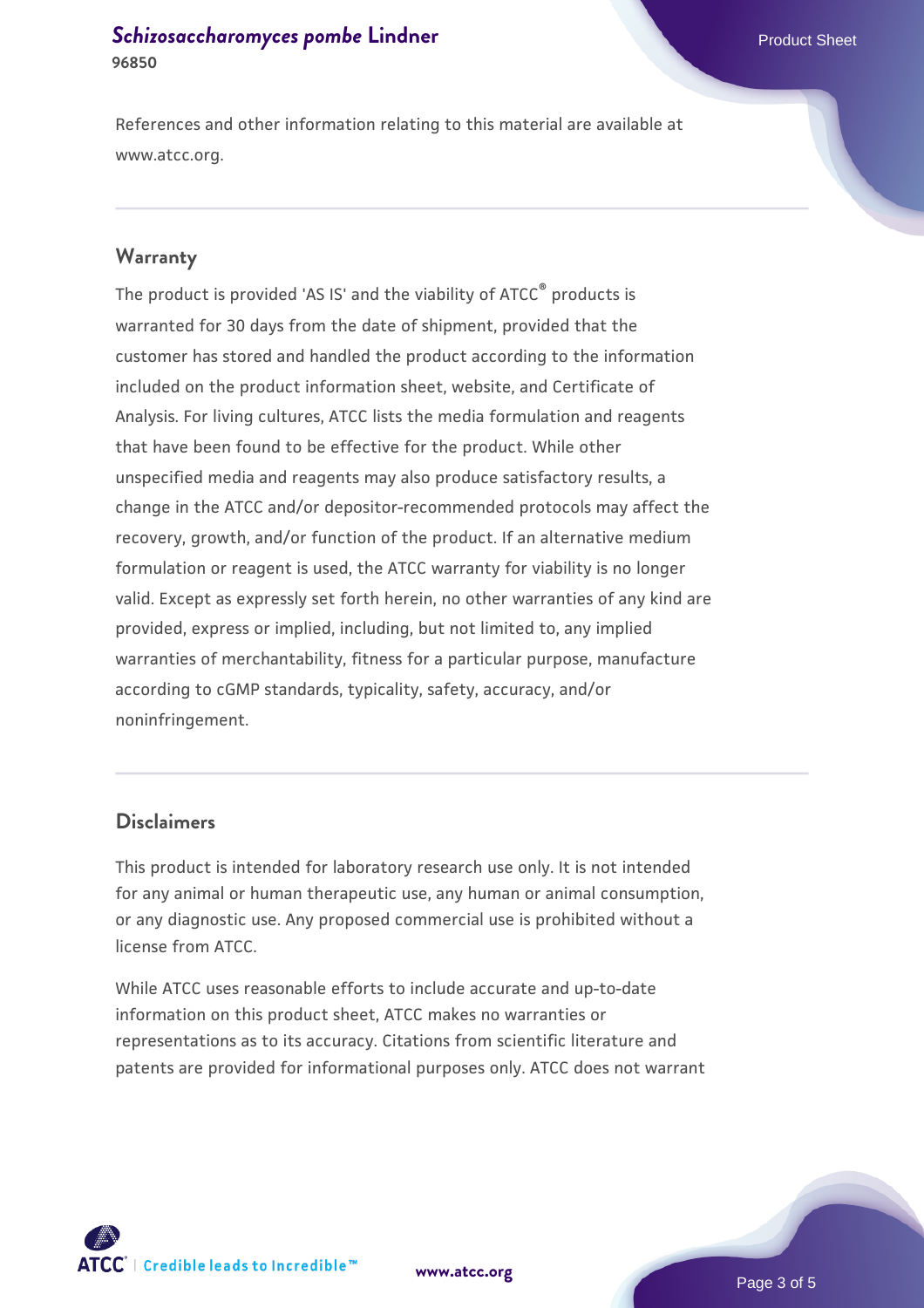References and other information relating to this material are available at www.atcc.org.

## Warranty

The product is provided 'AS IS' and the viability of ATCC® products is warranted for 30 days from the date of shipment, provided that the customer has stored and handled the product according to the information included on the product information sheet, website, and Certificate of Analysis. For living cultures, ATCC lists the media formulation and reagents that have been found to be effective for the product. While other unspecified media and reagents may also produce satisfactory results, a change in the ATCC and/or depositor-recommended protocols may affect the recovery, growth, and/or function of the product. If an alternative medium formulation or reagent is used, the ATCC warranty for viability is no longer valid. Except as expressly set forth herein, no other warranties of any kind are provided, express or implied, including, but not limited to, any implied warranties of merchantability, fitness for a particular purpose, manufacture according to cGMP standards, typicality, safety, accuracy, and/or noninfringement.

## Disclaimers

This product is intended for laboratory research use only. It is not intended for any animal or human therapeutic use, any human or animal consumption, or any diagnostic use. Any proposed commercial use is prohibited without a license from ATCC.

While ATCC uses reasonable efforts to include accurate and up-to-date information on this product sheet, ATCC makes no warranties or representations as to its accuracy. Citations from scientific literature and patents are provided for informational purposes only. ATCC does not warrant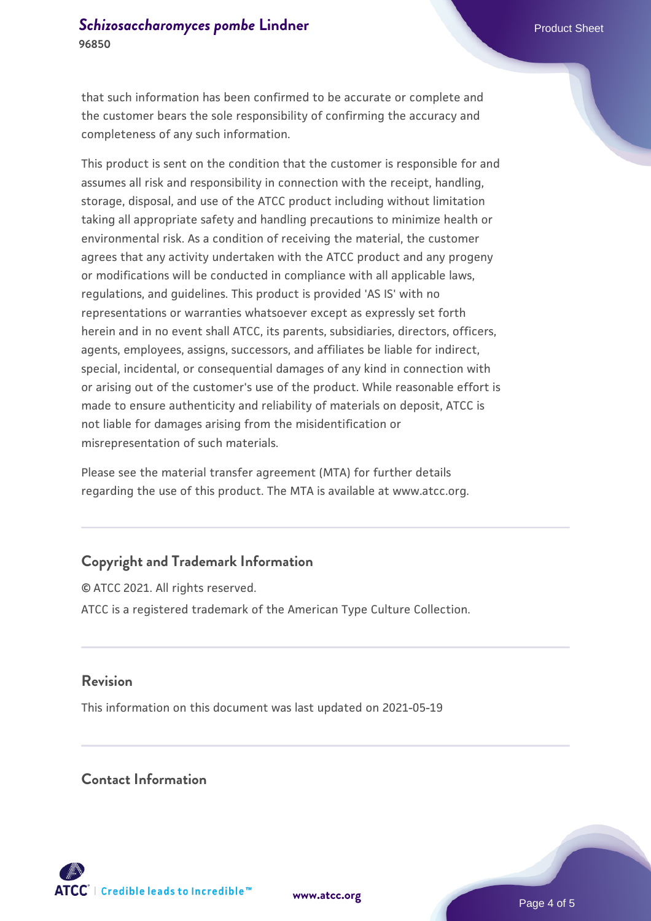that such information has been confirmed to be accurate or complete and the customer bears the sole responsibility of confirming the accuracy and completeness of any such information.

This product is sent on the condition that the customer is responsible for and assumes all risk and responsibility in connection with the receipt, handling, storage, disposal, and use of the ATCC product including without limitation taking all appropriate safety and handling precautions to minimize health or environmental risk. As a condition of receiving the material, the customer agrees that any activity undertaken with the ATCC product and any progeny or modifications will be conducted in compliance with all applicable laws, regulations, and guidelines. This product is provided 'AS IS' with no representations or warranties whatsoever except as expressly set forth herein and in no event shall ATCC, its parents, subsidiaries, directors, officers, agents, employees, assigns, successors, and affiliates be liable for indirect, special, incidental, or consequential damages of any kind in connection with or arising out of the customer's use of the product. While reasonable effort is made to ensure authenticity and reliability of materials on deposit, ATCC is not liable for damages arising from the misidentification or misrepresentation of such materials.

Please see the material transfer agreement (MTA) for further details regarding the use of this product. The MTA is available at www.atcc.org.

## Copyright and Trademark Information

© ATCC 2021. All rights reserved.

ATCC is a registered trademark of the American Type Culture Collection.

## Revision

This information on this document was last updated on 2021-05-19

## Contact Information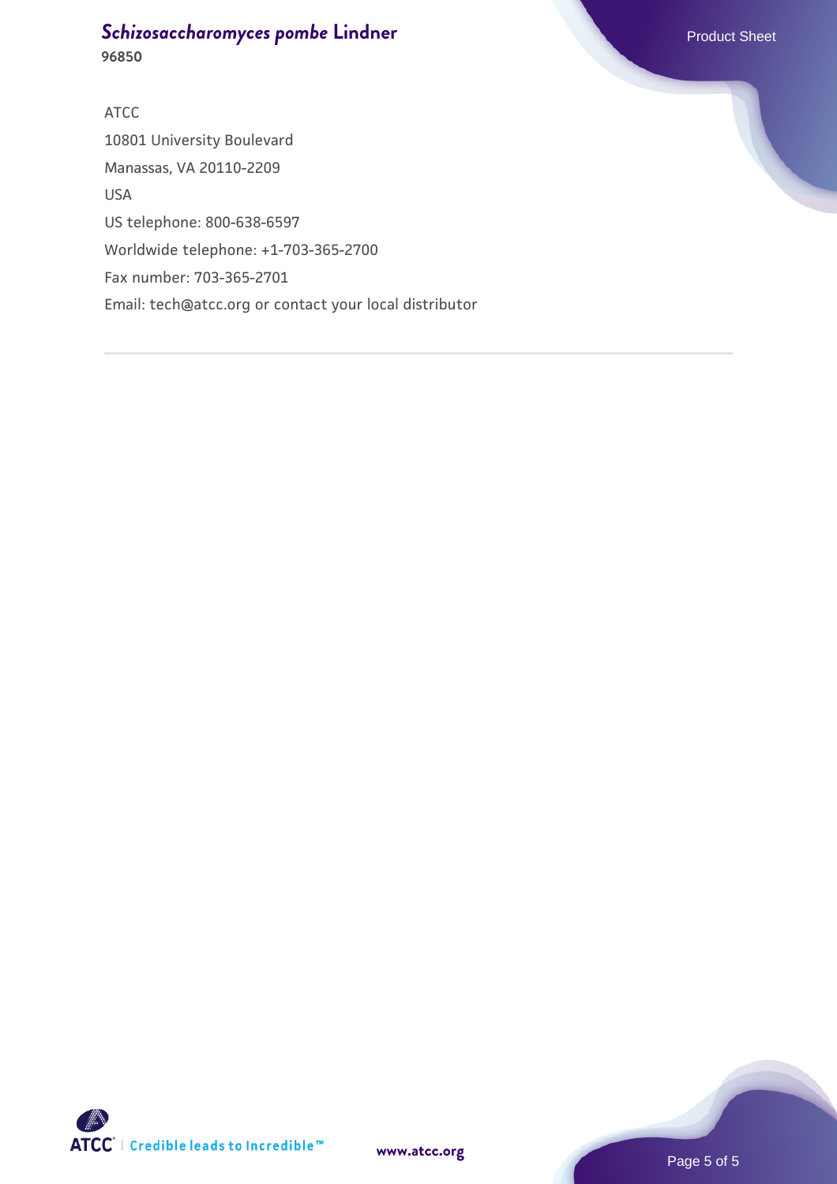ATCC

10801 University Boulevard

Manassas, VA 20110-2209

USA

US telephone: 800-638-6597

Worldwide telephone: +1-703-365-2700

Fax number: 703-365-2701

Email: tech@atcc.org or contact your local distributor